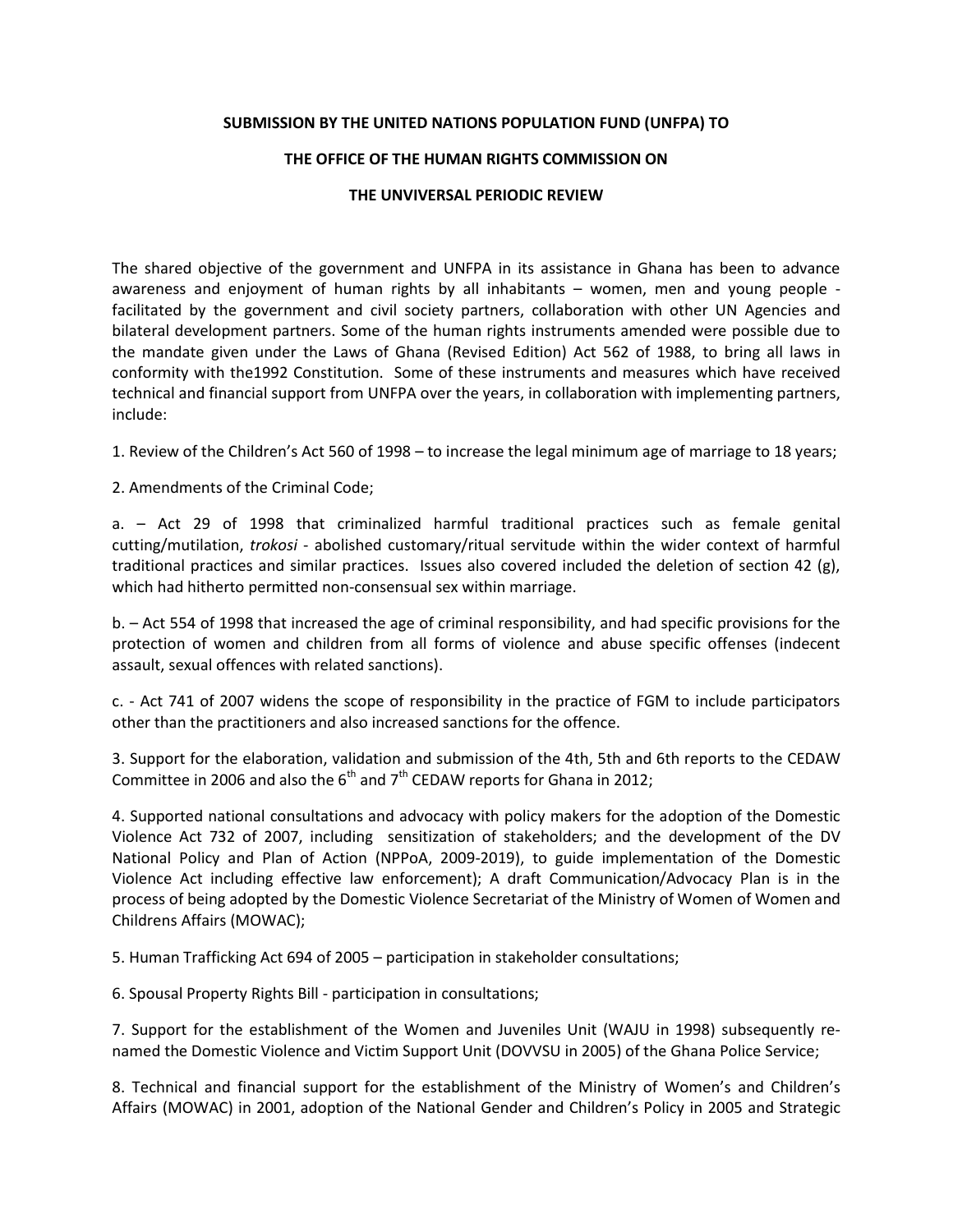**SUBMISSION BY THE UNITED NATIONS POPULATION FUND (UNFPA) TO**

**THE OFFICE OF THE HUMAN RIGHTS COMMISSION ON**

**THE UNVIVERSAL PERIODIC REVIEW**

The shared objective of the government and UNFPA in its assistance in Ghana has been to advance awareness and enjoyment of human rights by all inhabitants – women, men and young people - facilitated by the government and civil society partners, collaboration with other UN Agencies and bilateral development partners. Some of the human rights instruments amended were possible due to the mandate given under the Laws of Ghana (Revised Edition) Act 562 of 1988, to bring all laws in conformity with the1992 Constitution. Some of these instruments and measures which have received technical and financial support from UNFPA over the years, in collaboration with implementing partners, include:

1. Review of the Children's Act 560 of 1998 – to increase the legal minimum age of marriage to 18 years;

2. Amendments of the Criminal Code;

a. – Act 29 of 1998 that criminalized harmful traditional practices such as female genital cutting/mutilation, *trokosi* - abolished customary/ritual servitude within the wider context of harmful traditional practices and similar practices. Issues also covered included the deletion of section 42 (g), which had hitherto permitted non-consensual sex within marriage.

b. – Act 554 of 1998 that increased the age of criminal responsibility, and had specific provisions for the protection of women and children from all forms of violence and abuse specific offenses (indecent assault, sexual offences with related sanctions).

c. - Act 741 of 2007 widens the scope of responsibility in the practice of FGM to include participators other than the practitioners and also increased sanctions for the offence.

3. Support for the elaboration, validation and submission of the 4th, 5th and 6th reports to the CEDAW Committee in 2006 and also the 6th and 7th CEDAW reports for Ghana in 2012;

4. Supported national consultations and advocacy with policy makers for the adoption of the Domestic Violence Act 732 of 2007, including sensitization of stakeholders; and the development of the DV National Policy and Plan of Action (NPPoA, 2009-2019), to guide implementation of the Domestic Violence Act including effective law enforcement); A draft Communication/Advocacy Plan is in the process of being adopted by the Domestic Violence Secretariat of the Ministry of Women of Women and Childrens Affairs (MOWAC);

5. Human Trafficking Act 694 of 2005 – participation in stakeholder consultations;

6. Spousal Property Rights Bill - participation in consultations;

7. Support for the establishment of the Women and Juveniles Unit (WAJU in 1998) subsequently re-named the Domestic Violence and Victim Support Unit (DOVVSU in 2005) of the Ghana Police Service;

8. Technical and financial support for the establishment of the Ministry of Women's and Children's Affairs (MOWAC) in 2001, adoption of the National Gender and Children's Policy in 2005 and Strategic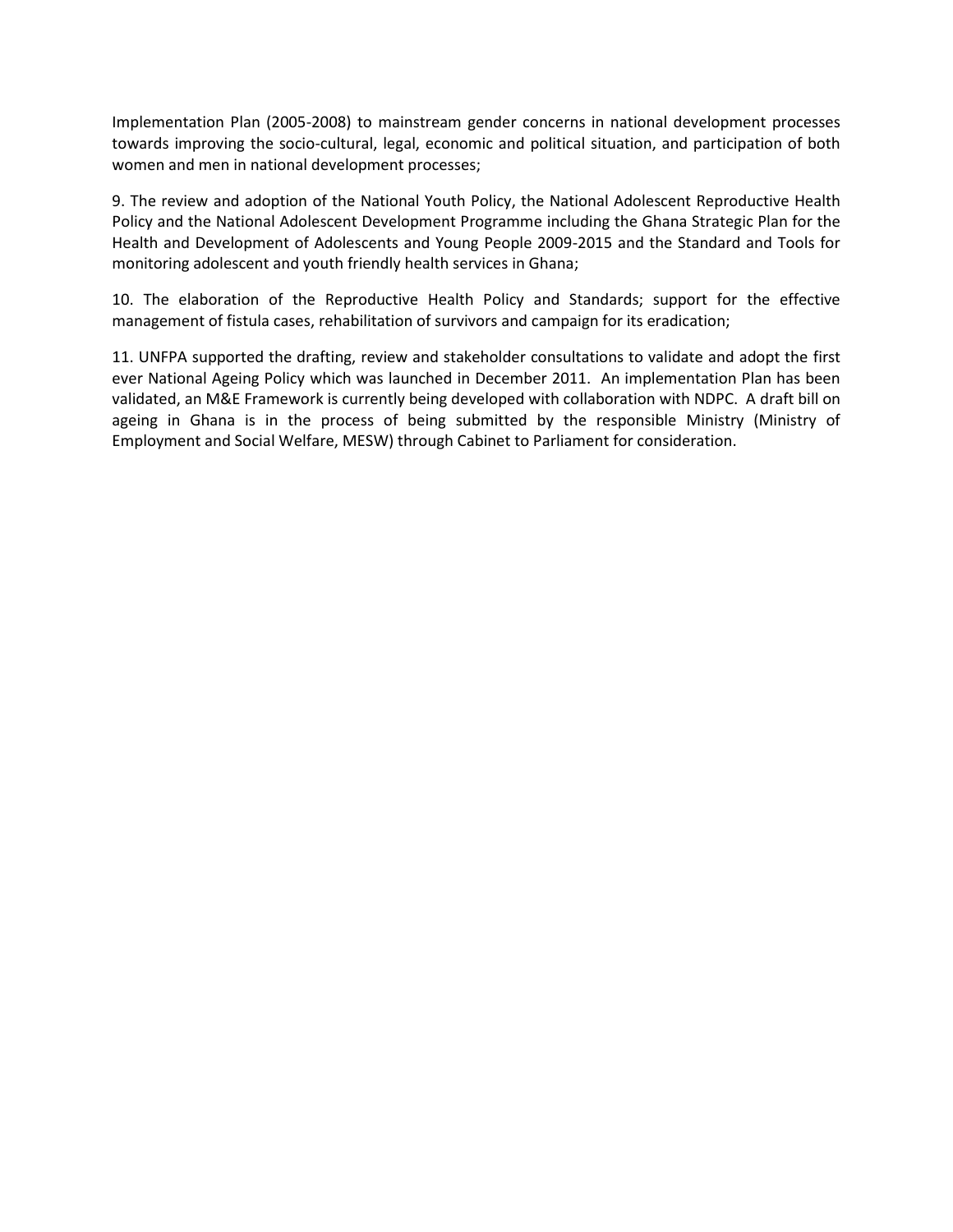Implementation Plan (2005-2008) to mainstream gender concerns in national development processes towards improving the socio-cultural, legal, economic and political situation, and participation of both women and men in national development processes;

9. The review and adoption of the National Youth Policy, the National Adolescent Reproductive Health Policy and the National Adolescent Development Programme including the Ghana Strategic Plan for the Health and Development of Adolescents and Young People 2009-2015 and the Standard and Tools for monitoring adolescent and youth friendly health services in Ghana;

10. The elaboration of the Reproductive Health Policy and Standards; support for the effective management of fistula cases, rehabilitation of survivors and campaign for its eradication;

11. UNFPA supported the drafting, review and stakeholder consultations to validate and adopt the first ever National Ageing Policy which was launched in December 2011. An implementation Plan has been validated, an M&E Framework is currently being developed with collaboration with NDPC. A draft bill on ageing in Ghana is in the process of being submitted by the responsible Ministry (Ministry of Employment and Social Welfare, MESW) through Cabinet to Parliament for consideration.